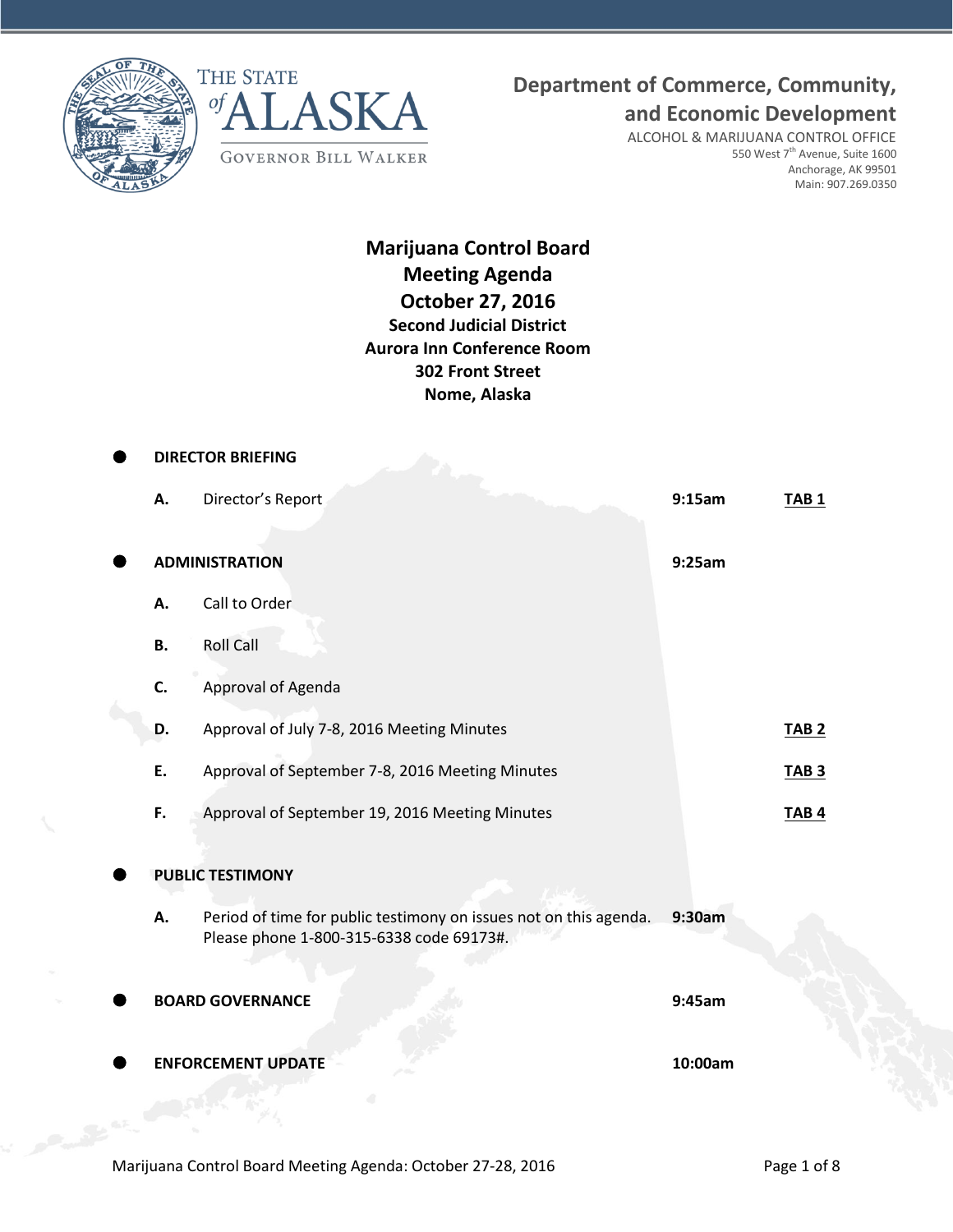THE STATE of ALASKA

GOVERNOR BILL WALKER

**Department of Commerce, Community, and Economic Development**

ALCOHOL & MARIJUANA CONTROL OFFICE
550 West 7th Avenue, Suite 1600
Anchorage, AK 99501
Main: 907.269.0350

# Marijuana Control Board Meeting Agenda
# October 27, 2016

**Second Judicial District**
**Aurora Inn Conference Room**
**302 Front Street**
**Nome, Alaska**

- **DIRECTOR BRIEFING**

| | | | |
|---|---|---|---|
| **A.** | Director's Report | **9:15am** | **TAB 1** |

- **ADMINISTRATION** — **9:25am**

| | | | |
|---|---|---|---|
| **A.** | Call to Order | | |
| **B.** | Roll Call | | |
| **C.** | Approval of Agenda | | |
| **D.** | Approval of July 7-8, 2016 Meeting Minutes | | **TAB 2** |
| **E.** | Approval of September 7-8, 2016 Meeting Minutes | | **TAB 3** |
| **F.** | Approval of September 19, 2016 Meeting Minutes | | **TAB 4** |

- **PUBLIC TESTIMONY**

| | | | |
|---|---|---|---|
| **A.** | Period of time for public testimony on issues not on this agenda. Please phone 1-800-315-6338 code 69173#. | **9:30am** | |

- **BOARD GOVERNANCE** — **9:45am**

- **ENFORCEMENT UPDATE** — **10:00am**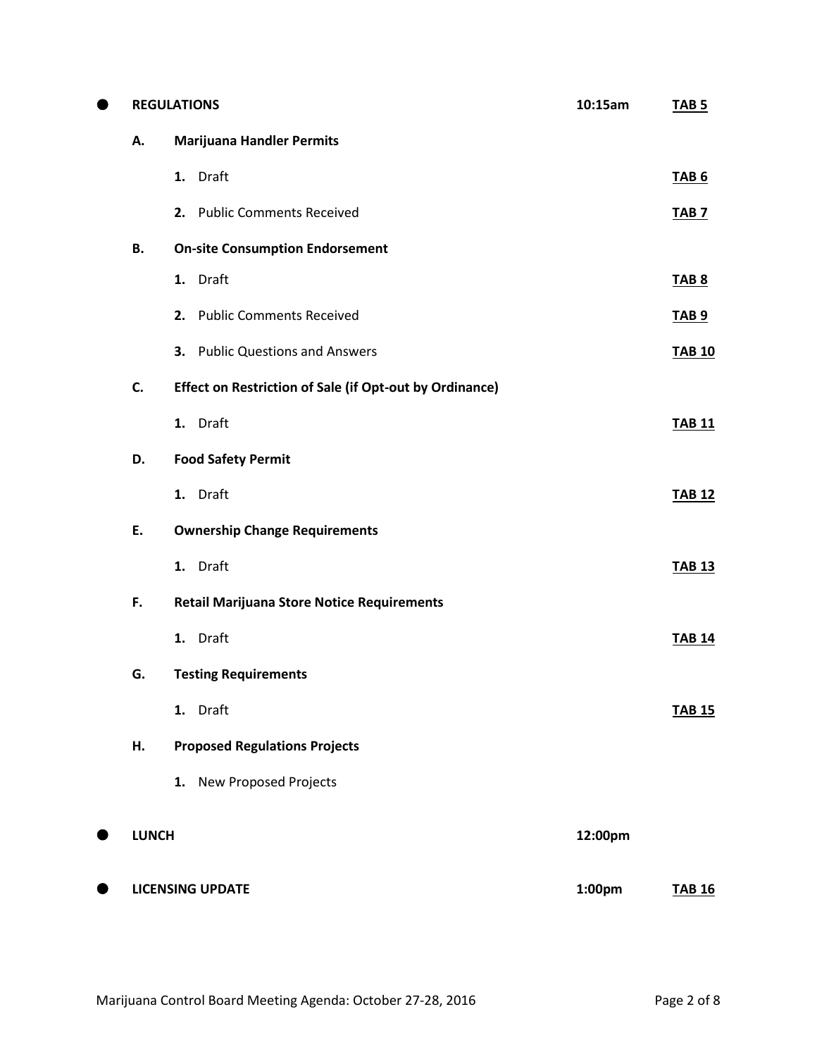- **REGULATIONS** — 10:15am — **TAB 5**
  - **A. Marijuana Handler Permits**
    1. Draft — **TAB 6**
    2. Public Comments Received — **TAB 7**
  - **B. On-site Consumption Endorsement**
    1. Draft — **TAB 8**
    2. Public Comments Received — **TAB 9**
    3. Public Questions and Answers — **TAB 10**
  - **C. Effect on Restriction of Sale (if Opt-out by Ordinance)**
    1. Draft — **TAB 11**
  - **D. Food Safety Permit**
    1. Draft — **TAB 12**
  - **E. Ownership Change Requirements**
    1. Draft — **TAB 13**
  - **F. Retail Marijuana Store Notice Requirements**
    1. Draft — **TAB 14**
  - **G. Testing Requirements**
    1. Draft — **TAB 15**
  - **H. Proposed Regulations Projects**
    1. New Proposed Projects

- **LUNCH** — 12:00pm

- **LICENSING UPDATE** — 1:00pm — **TAB 16**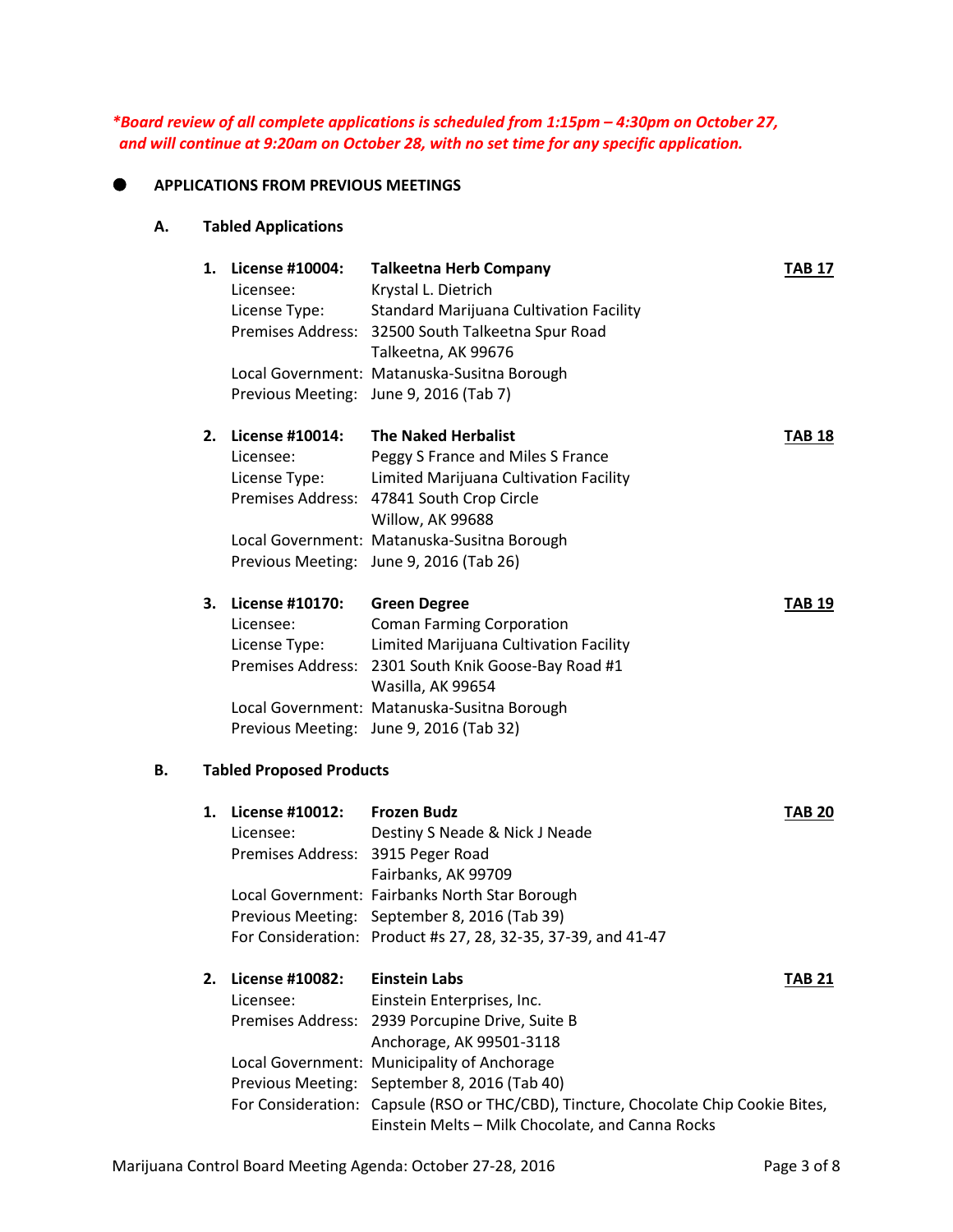***Board review of all complete applications is scheduled from 1:15pm – 4:30pm on October 27, and will continue at 9:20am on October 28, with no set time for any specific application.***

- **APPLICATIONS FROM PREVIOUS MEETINGS**

**A. Tabled Applications**

1. **License #10004: Talkeetna Herb Company** — **TAB 17**
   Licensee: Krystal L. Dietrich
   License Type: Standard Marijuana Cultivation Facility
   Premises Address: 32500 South Talkeetna Spur Road
   Talkeetna, AK 99676
   Local Government: Matanuska-Susitna Borough
   Previous Meeting: June 9, 2016 (Tab 7)

2. **License #10014: The Naked Herbalist** — **TAB 18**
   Licensee: Peggy S France and Miles S France
   License Type: Limited Marijuana Cultivation Facility
   Premises Address: 47841 South Crop Circle
   Willow, AK 99688
   Local Government: Matanuska-Susitna Borough
   Previous Meeting: June 9, 2016 (Tab 26)

3. **License #10170: Green Degree** — **TAB 19**
   Licensee: Coman Farming Corporation
   License Type: Limited Marijuana Cultivation Facility
   Premises Address: 2301 South Knik Goose-Bay Road #1
   Wasilla, AK 99654
   Local Government: Matanuska-Susitna Borough
   Previous Meeting: June 9, 2016 (Tab 32)

**B. Tabled Proposed Products**

1. **License #10012: Frozen Budz** — **TAB 20**
   Licensee: Destiny S Neade & Nick J Neade
   Premises Address: 3915 Peger Road
   Fairbanks, AK 99709
   Local Government: Fairbanks North Star Borough
   Previous Meeting: September 8, 2016 (Tab 39)
   For Consideration: Product #s 27, 28, 32-35, 37-39, and 41-47

2. **License #10082: Einstein Labs** — **TAB 21**
   Licensee: Einstein Enterprises, Inc.
   Premises Address: 2939 Porcupine Drive, Suite B
   Anchorage, AK 99501-3118
   Local Government: Municipality of Anchorage
   Previous Meeting: September 8, 2016 (Tab 40)
   For Consideration: Capsule (RSO or THC/CBD), Tincture, Chocolate Chip Cookie Bites, Einstein Melts – Milk Chocolate, and Canna Rocks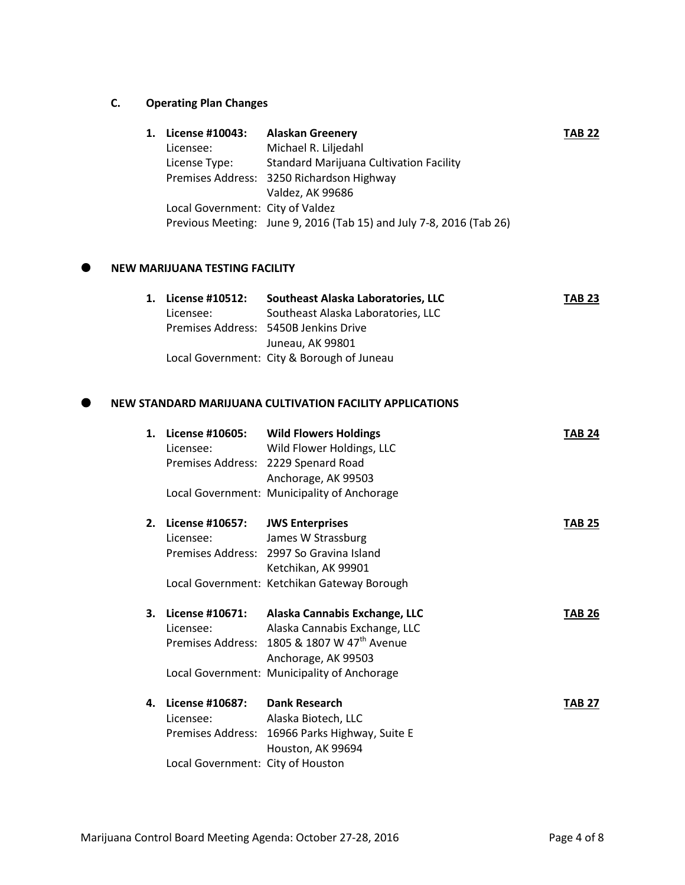### C. Operating Plan Changes

1. **License #10043: Alaskan Greenery** — **TAB 22**
   Licensee: Michael R. Liljedahl
   License Type: Standard Marijuana Cultivation Facility
   Premises Address: 3250 Richardson Highway
   Valdez, AK 99686
   Local Government: City of Valdez
   Previous Meeting: June 9, 2016 (Tab 15) and July 7-8, 2016 (Tab 26)

- **NEW MARIJUANA TESTING FACILITY**

1. **License #10512: Southeast Alaska Laboratories, LLC** — **TAB 23**
   Licensee: Southeast Alaska Laboratories, LLC
   Premises Address: 5450B Jenkins Drive
   Juneau, AK 99801
   Local Government: City & Borough of Juneau

- **NEW STANDARD MARIJUANA CULTIVATION FACILITY APPLICATIONS**

1. **License #10605: Wild Flowers Holdings** — **TAB 24**
   Licensee: Wild Flower Holdings, LLC
   Premises Address: 2229 Spenard Road
   Anchorage, AK 99503
   Local Government: Municipality of Anchorage

2. **License #10657: JWS Enterprises** — **TAB 25**
   Licensee: James W Strassburg
   Premises Address: 2997 So Gravina Island
   Ketchikan, AK 99901
   Local Government: Ketchikan Gateway Borough

3. **License #10671: Alaska Cannabis Exchange, LLC** — **TAB 26**
   Licensee: Alaska Cannabis Exchange, LLC
   Premises Address: 1805 & 1807 W 47th Avenue
   Anchorage, AK 99503
   Local Government: Municipality of Anchorage

4. **License #10687: Dank Research** — **TAB 27**
   Licensee: Alaska Biotech, LLC
   Premises Address: 16966 Parks Highway, Suite E
   Houston, AK 99694
   Local Government: City of Houston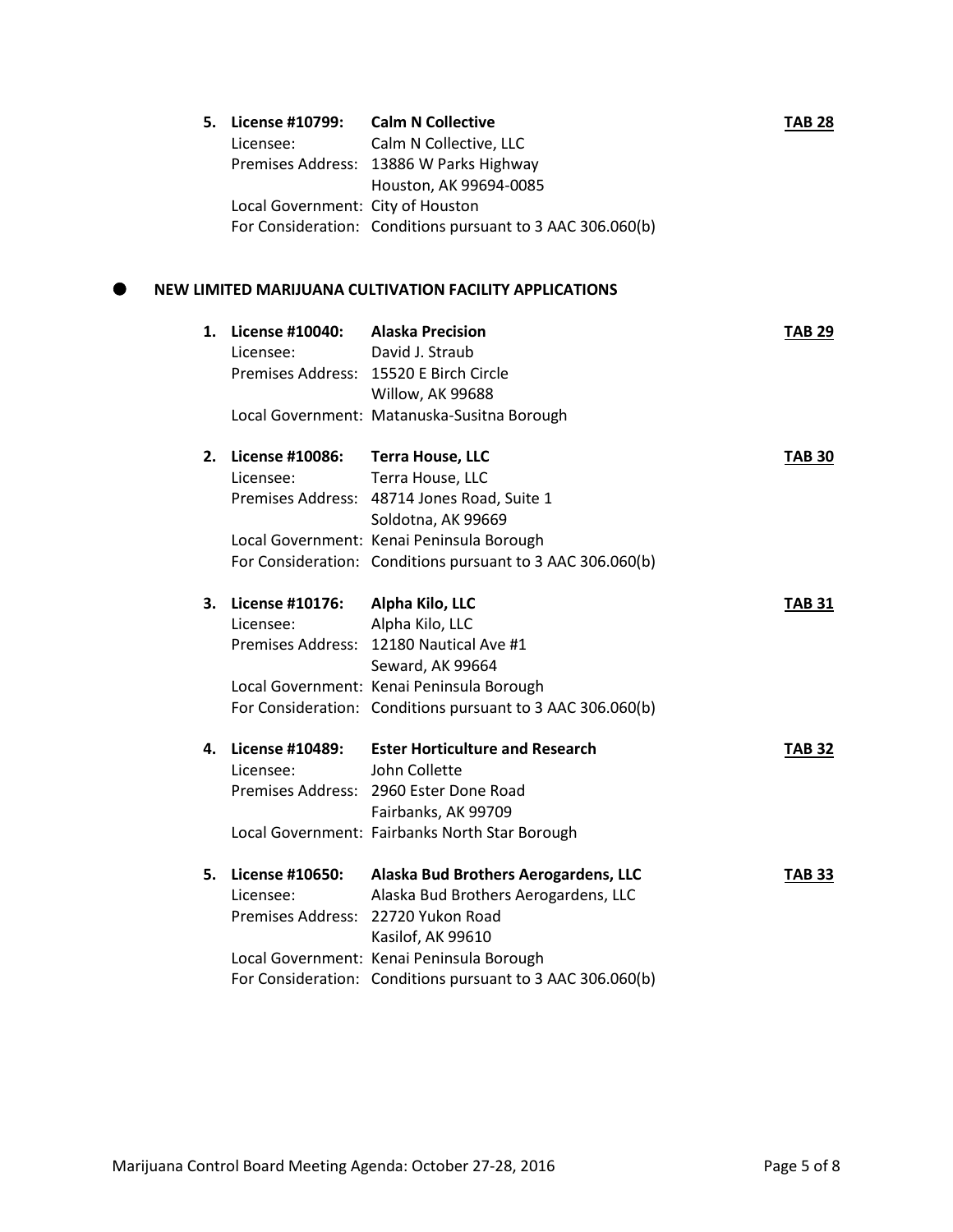5. **License #10799: Calm N Collective** **TAB 28**
   Licensee: Calm N Collective, LLC
   Premises Address: 13886 W Parks Highway
   Houston, AK 99694-0085
   Local Government: City of Houston
   For Consideration: Conditions pursuant to 3 AAC 306.060(b)

- **NEW LIMITED MARIJUANA CULTIVATION FACILITY APPLICATIONS**

1. **License #10040: Alaska Precision** **TAB 29**
   Licensee: David J. Straub
   Premises Address: 15520 E Birch Circle
   Willow, AK 99688
   Local Government: Matanuska-Susitna Borough

2. **License #10086: Terra House, LLC** **TAB 30**
   Licensee: Terra House, LLC
   Premises Address: 48714 Jones Road, Suite 1
   Soldotna, AK 99669
   Local Government: Kenai Peninsula Borough
   For Consideration: Conditions pursuant to 3 AAC 306.060(b)

3. **License #10176: Alpha Kilo, LLC** **TAB 31**
   Licensee: Alpha Kilo, LLC
   Premises Address: 12180 Nautical Ave #1
   Seward, AK 99664
   Local Government: Kenai Peninsula Borough
   For Consideration: Conditions pursuant to 3 AAC 306.060(b)

4. **License #10489: Ester Horticulture and Research** **TAB 32**
   Licensee: John Collette
   Premises Address: 2960 Ester Done Road
   Fairbanks, AK 99709
   Local Government: Fairbanks North Star Borough

5. **License #10650: Alaska Bud Brothers Aerogardens, LLC** **TAB 33**
   Licensee: Alaska Bud Brothers Aerogardens, LLC
   Premises Address: 22720 Yukon Road
   Kasilof, AK 99610
   Local Government: Kenai Peninsula Borough
   For Consideration: Conditions pursuant to 3 AAC 306.060(b)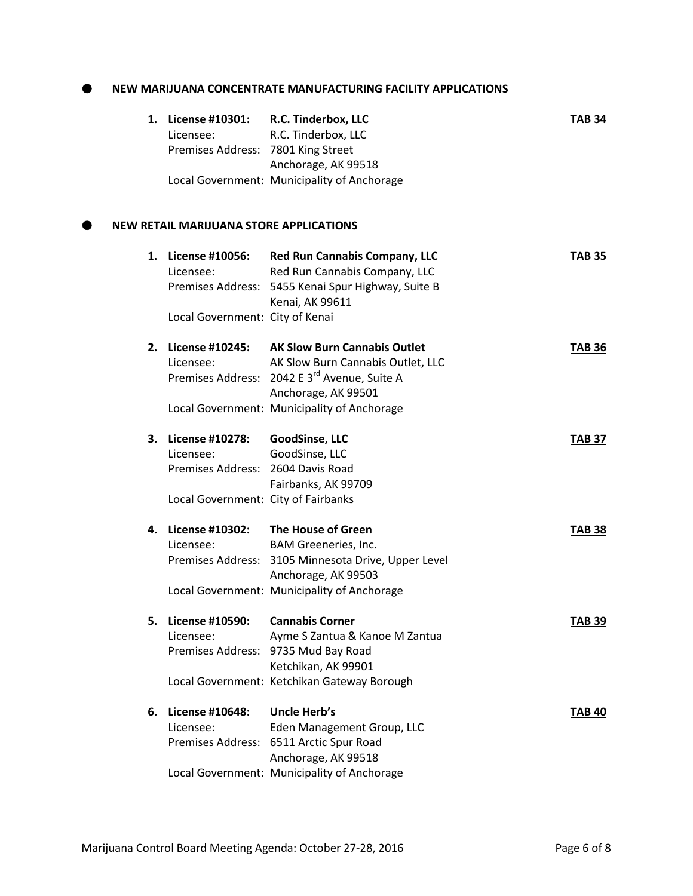- **NEW MARIJUANA CONCENTRATE MANUFACTURING FACILITY APPLICATIONS**

1. **License #10301: R.C. Tinderbox, LLC** **TAB 34**
   Licensee: R.C. Tinderbox, LLC
   Premises Address: 7801 King Street
   Anchorage, AK 99518
   Local Government: Municipality of Anchorage

- **NEW RETAIL MARIJUANA STORE APPLICATIONS**

1. **License #10056: Red Run Cannabis Company, LLC** **TAB 35**
   Licensee: Red Run Cannabis Company, LLC
   Premises Address: 5455 Kenai Spur Highway, Suite B
   Kenai, AK 99611
   Local Government: City of Kenai

2. **License #10245: AK Slow Burn Cannabis Outlet** **TAB 36**
   Licensee: AK Slow Burn Cannabis Outlet, LLC
   Premises Address: 2042 E 3rd Avenue, Suite A
   Anchorage, AK 99501
   Local Government: Municipality of Anchorage

3. **License #10278: GoodSinse, LLC** **TAB 37**
   Licensee: GoodSinse, LLC
   Premises Address: 2604 Davis Road
   Fairbanks, AK 99709
   Local Government: City of Fairbanks

4. **License #10302: The House of Green** **TAB 38**
   Licensee: BAM Greeneries, Inc.
   Premises Address: 3105 Minnesota Drive, Upper Level
   Anchorage, AK 99503
   Local Government: Municipality of Anchorage

5. **License #10590: Cannabis Corner** **TAB 39**
   Licensee: Ayme S Zantua & Kanoe M Zantua
   Premises Address: 9735 Mud Bay Road
   Ketchikan, AK 99901
   Local Government: Ketchikan Gateway Borough

6. **License #10648: Uncle Herb's** **TAB 40**
   Licensee: Eden Management Group, LLC
   Premises Address: 6511 Arctic Spur Road
   Anchorage, AK 99518
   Local Government: Municipality of Anchorage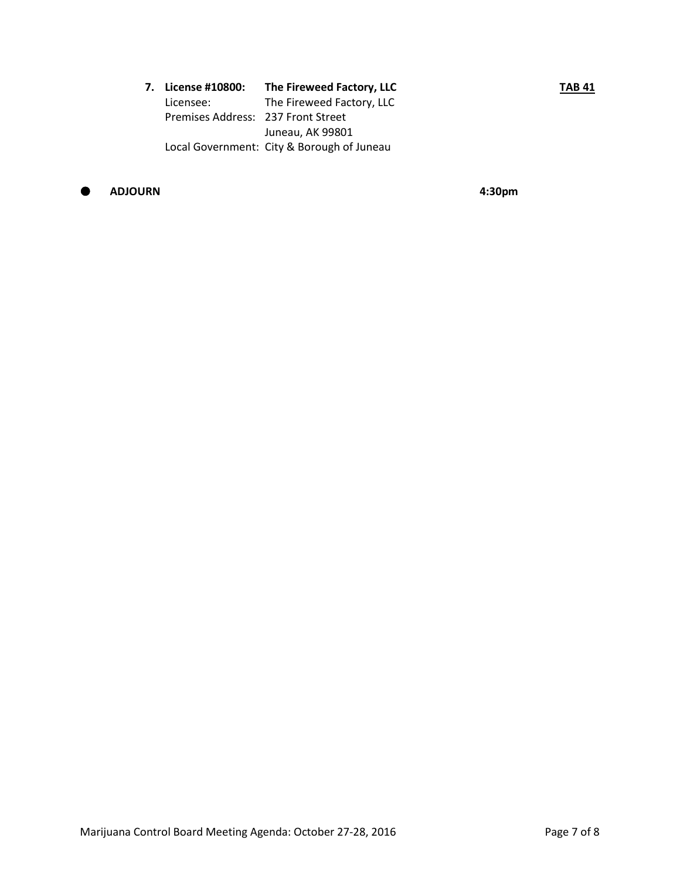7. **License #10800: The Fireweed Factory, LLC** **TAB 41**

   Licensee: The Fireweed Factory, LLC
   Premises Address: 237 Front Street
   Juneau, AK 99801
   Local Government: City & Borough of Juneau

- **ADJOURN** **4:30pm**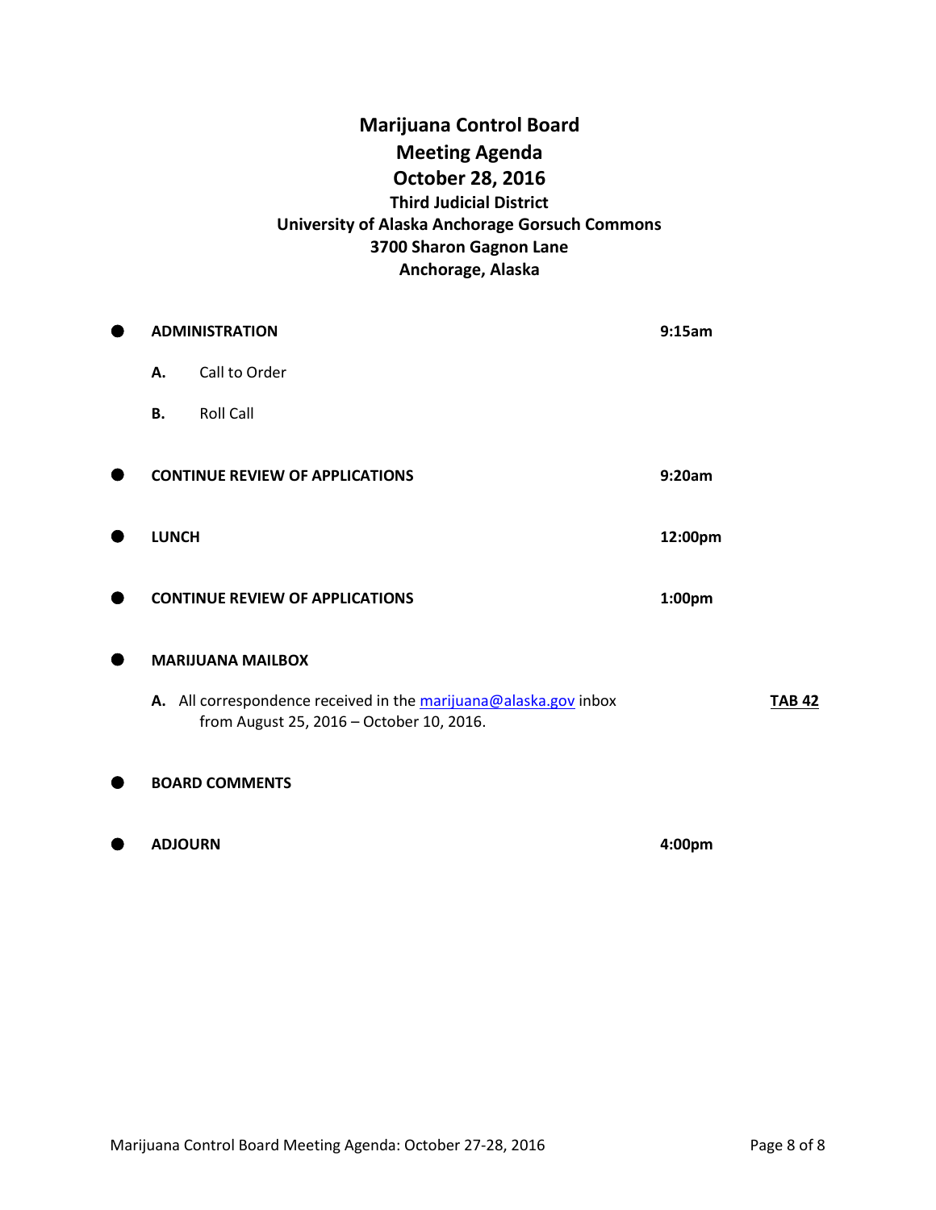# Marijuana Control Board
## Meeting Agenda
## October 28, 2016

**Third Judicial District**
**University of Alaska Anchorage Gorsuch Commons**
**3700 Sharon Gagnon Lane**
**Anchorage, Alaska**

- **ADMINISTRATION** — **9:15am**
  - **A.** Call to Order
  - **B.** Roll Call

- **CONTINUE REVIEW OF APPLICATIONS** — **9:20am**

- **LUNCH** — **12:00pm**

- **CONTINUE REVIEW OF APPLICATIONS** — **1:00pm**

- **MARIJUANA MAILBOX**
  - **A.** All correspondence received in the marijuana@alaska.gov inbox from August 25, 2016 – October 10, 2016. — **TAB 42**

- **BOARD COMMENTS**

- **ADJOURN** — **4:00pm**